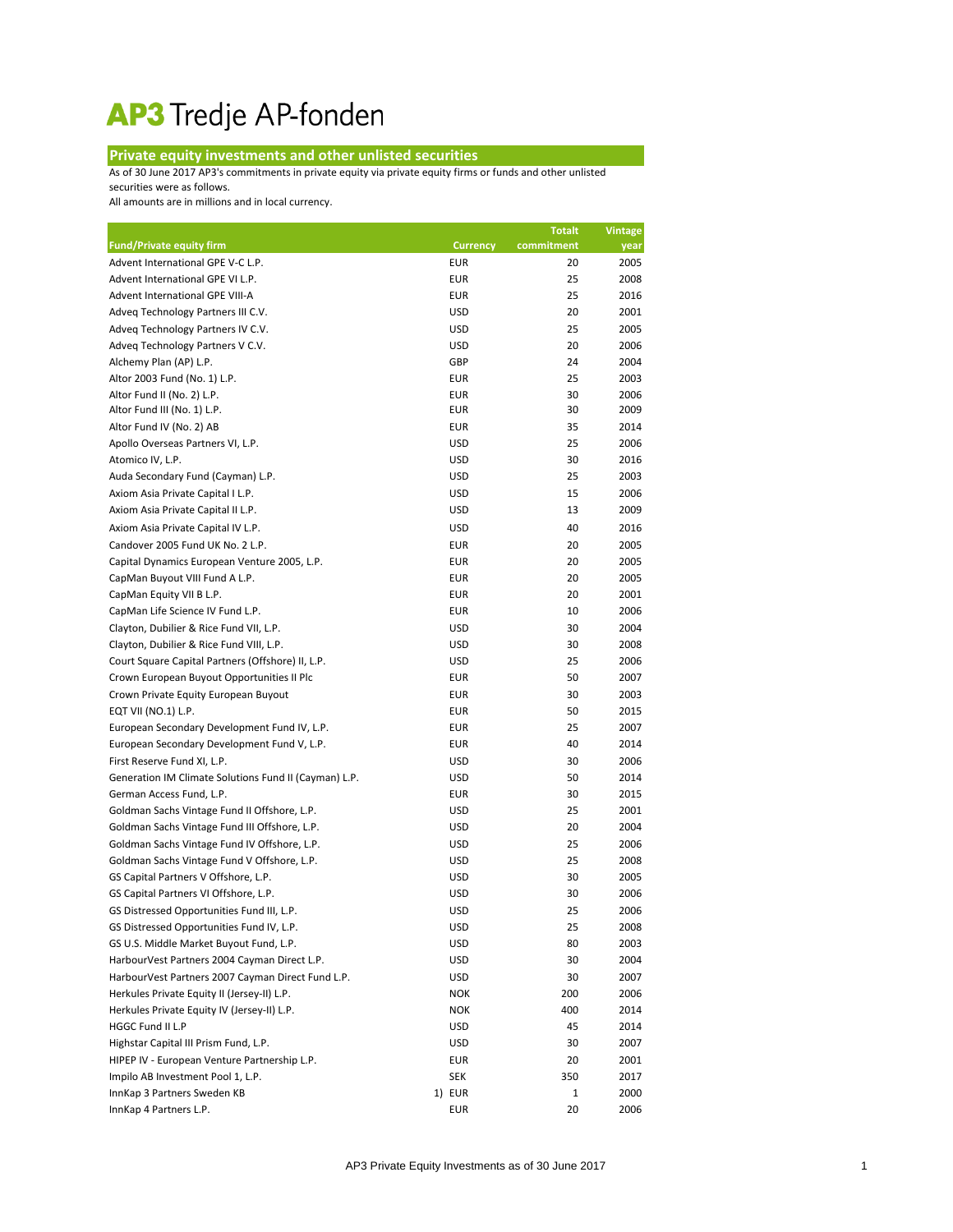# AP3 Tredje AP-fonden

## Private equity investments and other unlisted securities

As of 30 June 2017 AP3's commitments in private equity via private equity firms or funds and other unlisted securities were as follows.
All amounts are in millions and in local currency.

| Fund/Private equity firm | Currency | Totalt commitment | Vintage year |
|---|---|---|---|
| Advent International GPE V-C L.P. | EUR | 20 | 2005 |
| Advent International GPE VI L.P. | EUR | 25 | 2008 |
| Advent International GPE VIII-A | EUR | 25 | 2016 |
| Adveq Technology Partners III C.V. | USD | 20 | 2001 |
| Adveq Technology Partners IV C.V. | USD | 25 | 2005 |
| Adveq Technology Partners V C.V. | USD | 20 | 2006 |
| Alchemy Plan (AP) L.P. | GBP | 24 | 2004 |
| Altor 2003 Fund (No. 1) L.P. | EUR | 25 | 2003 |
| Altor Fund II (No. 2) L.P. | EUR | 30 | 2006 |
| Altor Fund III (No. 1) L.P. | EUR | 30 | 2009 |
| Altor Fund IV (No. 2) AB | EUR | 35 | 2014 |
| Apollo Overseas Partners VI, L.P. | USD | 25 | 2006 |
| Atomico IV, L.P. | USD | 30 | 2016 |
| Auda Secondary Fund (Cayman) L.P. | USD | 25 | 2003 |
| Axiom Asia Private Capital I L.P. | USD | 15 | 2006 |
| Axiom Asia Private Capital II L.P. | USD | 13 | 2009 |
| Axiom Asia Private Capital IV L.P. | USD | 40 | 2016 |
| Candover 2005 Fund UK No. 2 L.P. | EUR | 20 | 2005 |
| Capital Dynamics European Venture 2005, L.P. | EUR | 20 | 2005 |
| CapMan Buyout VIII Fund A L.P. | EUR | 20 | 2005 |
| CapMan Equity VII B L.P. | EUR | 20 | 2001 |
| CapMan Life Science IV Fund L.P. | EUR | 10 | 2006 |
| Clayton, Dubilier & Rice Fund VII, L.P. | USD | 30 | 2004 |
| Clayton, Dubilier & Rice Fund VIII, L.P. | USD | 30 | 2008 |
| Court Square Capital Partners (Offshore) II, L.P. | USD | 25 | 2006 |
| Crown European Buyout Opportunities II Plc | EUR | 50 | 2007 |
| Crown Private Equity European Buyout | EUR | 30 | 2003 |
| EQT VII (NO.1) L.P. | EUR | 50 | 2015 |
| European Secondary Development Fund IV, L.P. | EUR | 25 | 2007 |
| European Secondary Development Fund V, L.P. | EUR | 40 | 2014 |
| First Reserve Fund XI, L.P. | USD | 30 | 2006 |
| Generation IM Climate Solutions Fund II (Cayman) L.P. | USD | 50 | 2014 |
| German Access Fund, L.P. | EUR | 30 | 2015 |
| Goldman Sachs Vintage Fund II Offshore, L.P. | USD | 25 | 2001 |
| Goldman Sachs Vintage Fund III Offshore, L.P. | USD | 20 | 2004 |
| Goldman Sachs Vintage Fund IV Offshore, L.P. | USD | 25 | 2006 |
| Goldman Sachs Vintage Fund V Offshore, L.P. | USD | 25 | 2008 |
| GS Capital Partners V Offshore, L.P. | USD | 30 | 2005 |
| GS Capital Partners VI Offshore, L.P. | USD | 30 | 2006 |
| GS Distressed Opportunities Fund III, L.P. | USD | 25 | 2006 |
| GS Distressed Opportunities Fund IV, L.P. | USD | 25 | 2008 |
| GS U.S. Middle Market Buyout Fund, L.P. | USD | 80 | 2003 |
| HarbourVest Partners 2004 Cayman Direct L.P. | USD | 30 | 2004 |
| HarbourVest Partners 2007 Cayman Direct Fund L.P. | USD | 30 | 2007 |
| Herkules Private Equity II (Jersey-II) L.P. | NOK | 200 | 2006 |
| Herkules Private Equity IV (Jersey-II) L.P. | NOK | 400 | 2014 |
| HGGC Fund II L.P | USD | 45 | 2014 |
| Highstar Capital III Prism Fund, L.P. | USD | 30 | 2007 |
| HIPEP IV - European Venture Partnership L.P. | EUR | 20 | 2001 |
| Impilo AB Investment Pool 1, L.P. | SEK | 350 | 2017 |
| InnKap 3 Partners Sweden KB | 1) EUR | 1 | 2000 |
| InnKap 4 Partners L.P. | EUR | 20 | 2006 |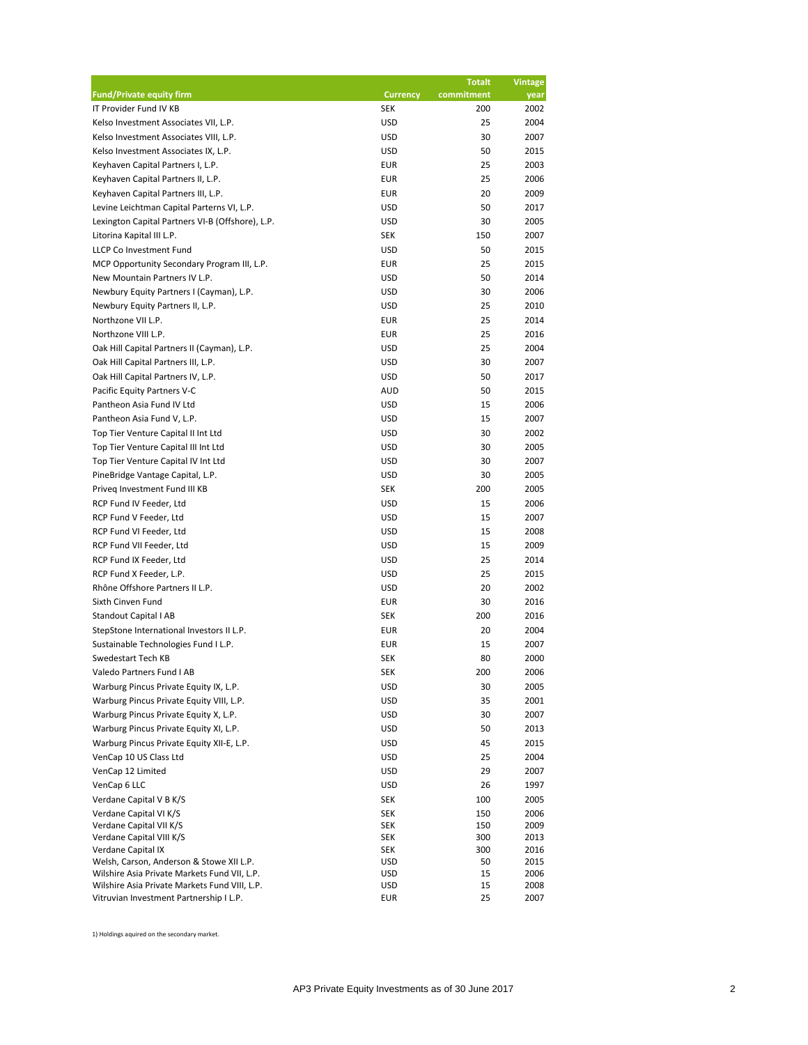| Fund/Private equity firm | Currency | Totalt commitment | Vintage year |
| --- | --- | --- | --- |
| IT Provider Fund IV KB | SEK | 200 | 2002 |
| Kelso Investment Associates VII, L.P. | USD | 25 | 2004 |
| Kelso Investment Associates VIII, L.P. | USD | 30 | 2007 |
| Kelso Investment Associates IX, L.P. | USD | 50 | 2015 |
| Keyhaven Capital Partners I, L.P. | EUR | 25 | 2003 |
| Keyhaven Capital Partners II, L.P. | EUR | 25 | 2006 |
| Keyhaven Capital Partners III, L.P. | EUR | 20 | 2009 |
| Levine Leichtman Capital Parterns VI, L.P. | USD | 50 | 2017 |
| Lexington Capital Partners VI-B (Offshore), L.P. | USD | 30 | 2005 |
| Litorina Kapital III L.P. | SEK | 150 | 2007 |
| LLCP Co Investment Fund | USD | 50 | 2015 |
| MCP Opportunity Secondary Program III, L.P. | EUR | 25 | 2015 |
| New Mountain Partners IV L.P. | USD | 50 | 2014 |
| Newbury Equity Partners I (Cayman), L.P. | USD | 30 | 2006 |
| Newbury Equity Partners II, L.P. | USD | 25 | 2010 |
| Northzone VII L.P. | EUR | 25 | 2014 |
| Northzone VIII L.P. | EUR | 25 | 2016 |
| Oak Hill Capital Partners II (Cayman), L.P. | USD | 25 | 2004 |
| Oak Hill Capital Partners III, L.P. | USD | 30 | 2007 |
| Oak Hill Capital Partners IV, L.P. | USD | 50 | 2017 |
| Pacific Equity Partners V-C | AUD | 50 | 2015 |
| Pantheon Asia Fund IV Ltd | USD | 15 | 2006 |
| Pantheon Asia Fund V, L.P. | USD | 15 | 2007 |
| Top Tier Venture Capital II Int Ltd | USD | 30 | 2002 |
| Top Tier Venture Capital III Int Ltd | USD | 30 | 2005 |
| Top Tier Venture Capital IV Int Ltd | USD | 30 | 2007 |
| PineBridge Vantage Capital, L.P. | USD | 30 | 2005 |
| Priveq Investment Fund III KB | SEK | 200 | 2005 |
| RCP Fund IV Feeder, Ltd | USD | 15 | 2006 |
| RCP Fund V Feeder, Ltd | USD | 15 | 2007 |
| RCP Fund VI Feeder, Ltd | USD | 15 | 2008 |
| RCP Fund VII Feeder, Ltd | USD | 15 | 2009 |
| RCP Fund IX Feeder, Ltd | USD | 25 | 2014 |
| RCP Fund X Feeder, L.P. | USD | 25 | 2015 |
| Rhône Offshore Partners II L.P. | USD | 20 | 2002 |
| Sixth Cinven Fund | EUR | 30 | 2016 |
| Standout Capital I AB | SEK | 200 | 2016 |
| StepStone International Investors II L.P. | EUR | 20 | 2004 |
| Sustainable Technologies Fund I L.P. | EUR | 15 | 2007 |
| Swedestart Tech KB | SEK | 80 | 2000 |
| Valedo Partners Fund I AB | SEK | 200 | 2006 |
| Warburg Pincus Private Equity IX, L.P. | USD | 30 | 2005 |
| Warburg Pincus Private Equity VIII, L.P. | USD | 35 | 2001 |
| Warburg Pincus Private Equity X, L.P. | USD | 30 | 2007 |
| Warburg Pincus Private Equity XI, L.P. | USD | 50 | 2013 |
| Warburg Pincus Private Equity XII-E, L.P. | USD | 45 | 2015 |
| VenCap 10 US Class Ltd | USD | 25 | 2004 |
| VenCap 12 Limited | USD | 29 | 2007 |
| VenCap 6 LLC | USD | 26 | 1997 |
| Verdane Capital V B K/S | SEK | 100 | 2005 |
| Verdane Capital VI K/S | SEK | 150 | 2006 |
| Verdane Capital VII K/S | SEK | 150 | 2009 |
| Verdane Capital VIII K/S | SEK | 300 | 2013 |
| Verdane Capital IX | SEK | 300 | 2016 |
| Welsh, Carson, Anderson & Stowe XII L.P. | USD | 50 | 2015 |
| Wilshire Asia Private Markets Fund VII, L.P. | USD | 15 | 2006 |
| Wilshire Asia Private Markets Fund VIII, L.P. | USD | 15 | 2008 |
| Vitruvian Investment Partnership I L.P. | EUR | 25 | 2007 |

1) Holdings aquired on the secondary market.

AP3 Private Equity Investments as of 30 June 2017